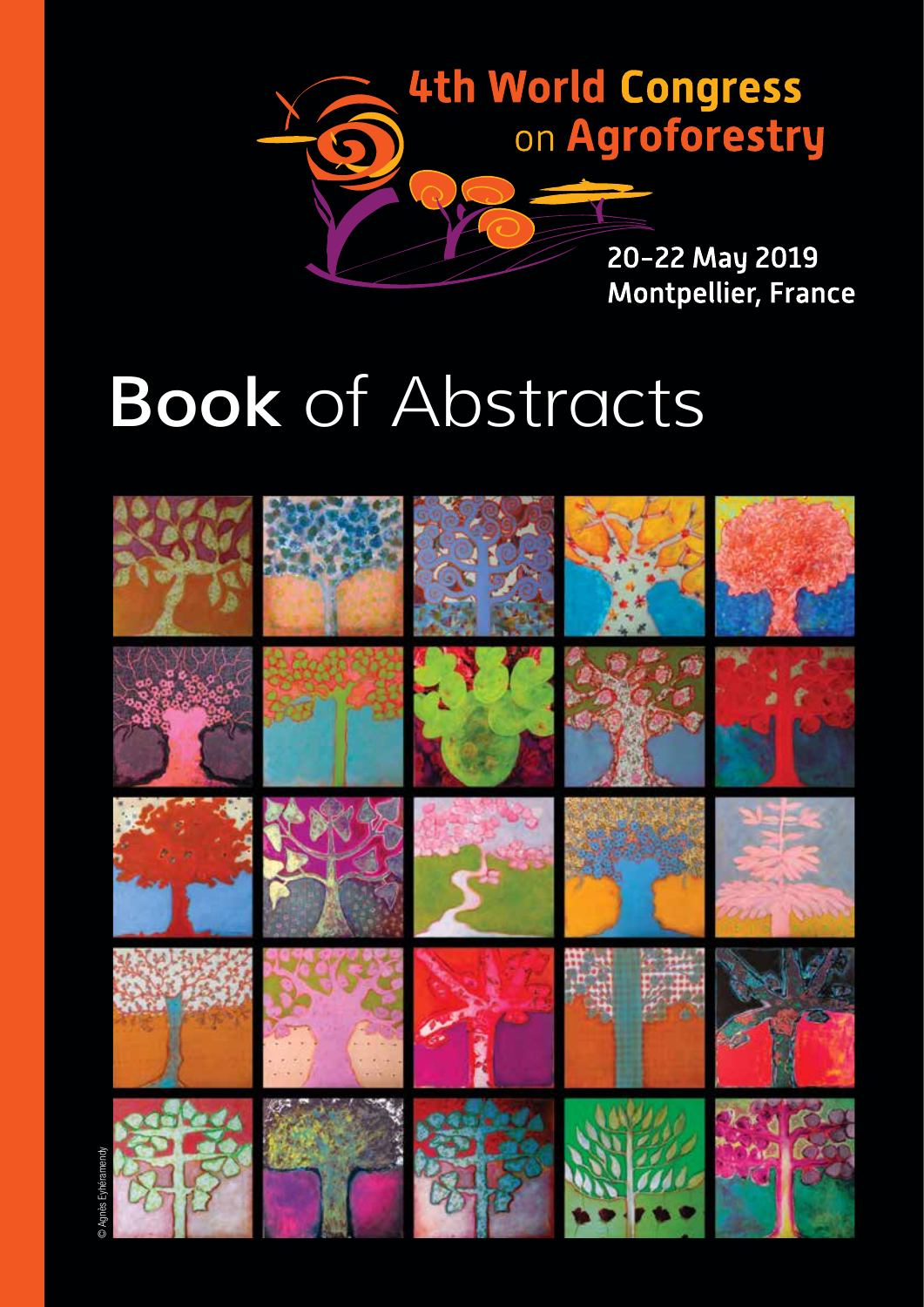# 4th World Congress on Agroforestry

20-22 May 2019
Montpellier, France

# **Book** of Abstracts

© Agnès Eyheramendy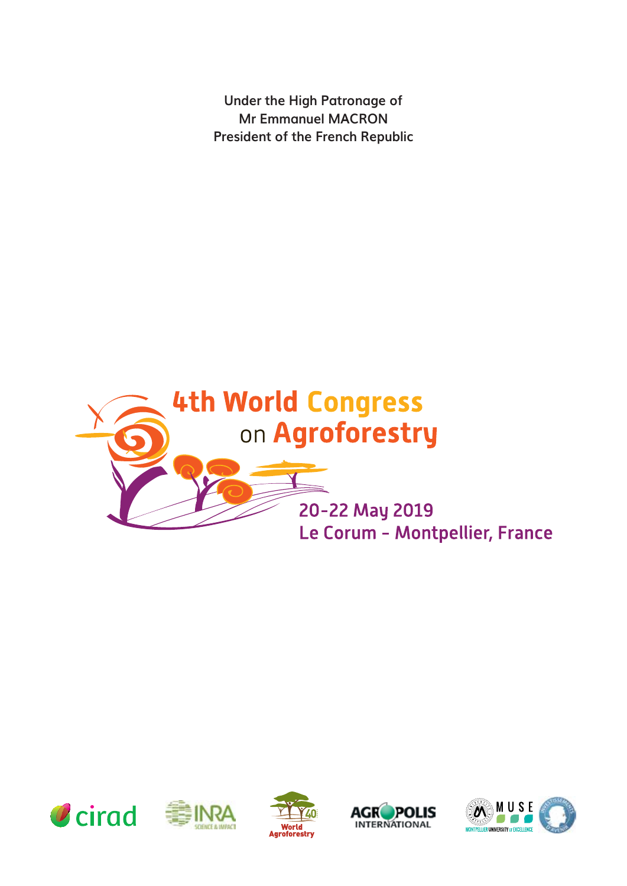Under the High Patronage of
Mr Emmanuel MACRON
President of the French Republic

# 4th World Congress on Agroforestry

20-22 May 2019
Le Corum - Montpellier, France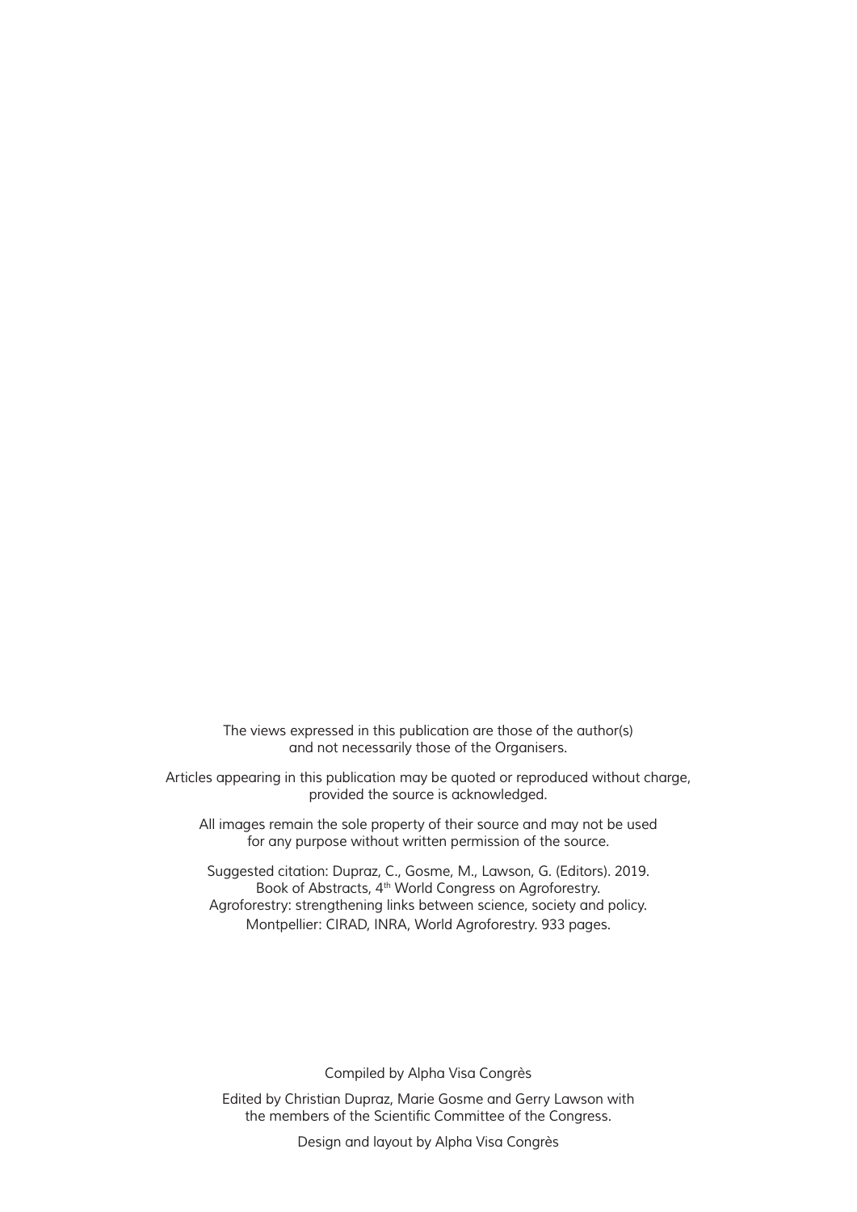The views expressed in this publication are those of the author(s) and not necessarily those of the Organisers.

Articles appearing in this publication may be quoted or reproduced without charge, provided the source is acknowledged.

All images remain the sole property of their source and may not be used for any purpose without written permission of the source.

Suggested citation: Dupraz, C., Gosme, M., Lawson, G. (Editors). 2019. Book of Abstracts, 4th World Congress on Agroforestry. Agroforestry: strengthening links between science, society and policy. Montpellier: CIRAD, INRA, World Agroforestry. 933 pages.

Compiled by Alpha Visa Congrès

Edited by Christian Dupraz, Marie Gosme and Gerry Lawson with the members of the Scientific Committee of the Congress.

Design and layout by Alpha Visa Congrès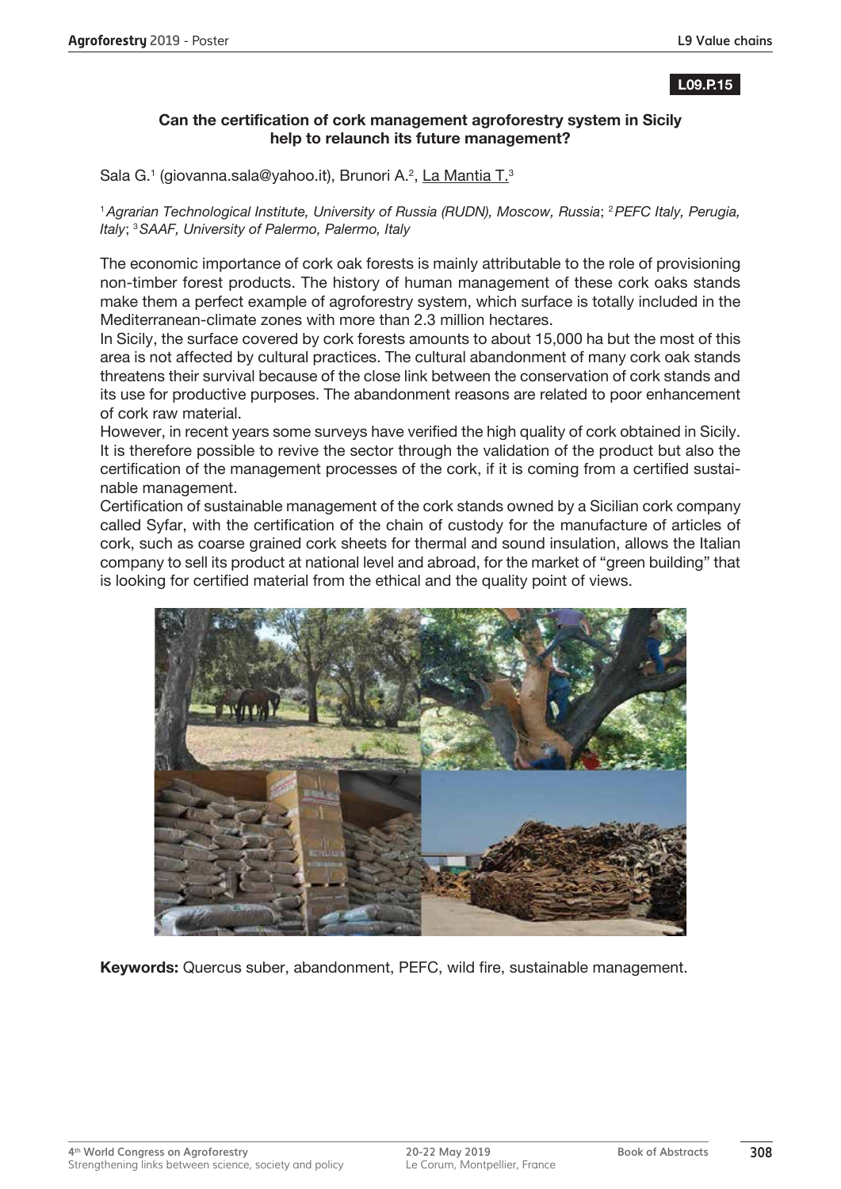L09.P.15

## Can the certification of cork management agroforestry system in Sicily help to relaunch its future management?

Sala G.[1] (giovanna.sala@yahoo.it), Brunori A.[2], La Mantia T.[3]

[1] *Agrarian Technological Institute, University of Russia (RUDN), Moscow, Russia*; [2] *PEFC Italy, Perugia, Italy*; [3] *SAAF, University of Palermo, Palermo, Italy*

The economic importance of cork oak forests is mainly attributable to the role of provisioning non-timber forest products. The history of human management of these cork oaks stands make them a perfect example of agroforestry system, which surface is totally included in the Mediterranean-climate zones with more than 2.3 million hectares.

In Sicily, the surface covered by cork forests amounts to about 15,000 ha but the most of this area is not affected by cultural practices. The cultural abandonment of many cork oak stands threatens their survival because of the close link between the conservation of cork stands and its use for productive purposes. The abandonment reasons are related to poor enhancement of cork raw material.

However, in recent years some surveys have verified the high quality of cork obtained in Sicily. It is therefore possible to revive the sector through the validation of the product but also the certification of the management processes of the cork, if it is coming from a certified sustainable management.

Certification of sustainable management of the cork stands owned by a Sicilian cork company called Syfar, with the certification of the chain of custody for the manufacture of articles of cork, such as coarse grained cork sheets for thermal and sound insulation, allows the Italian company to sell its product at national level and abroad, for the market of "green building" that is looking for certified material from the ethical and the quality point of views.

**Keywords:** Quercus suber, abandonment, PEFC, wild fire, sustainable management.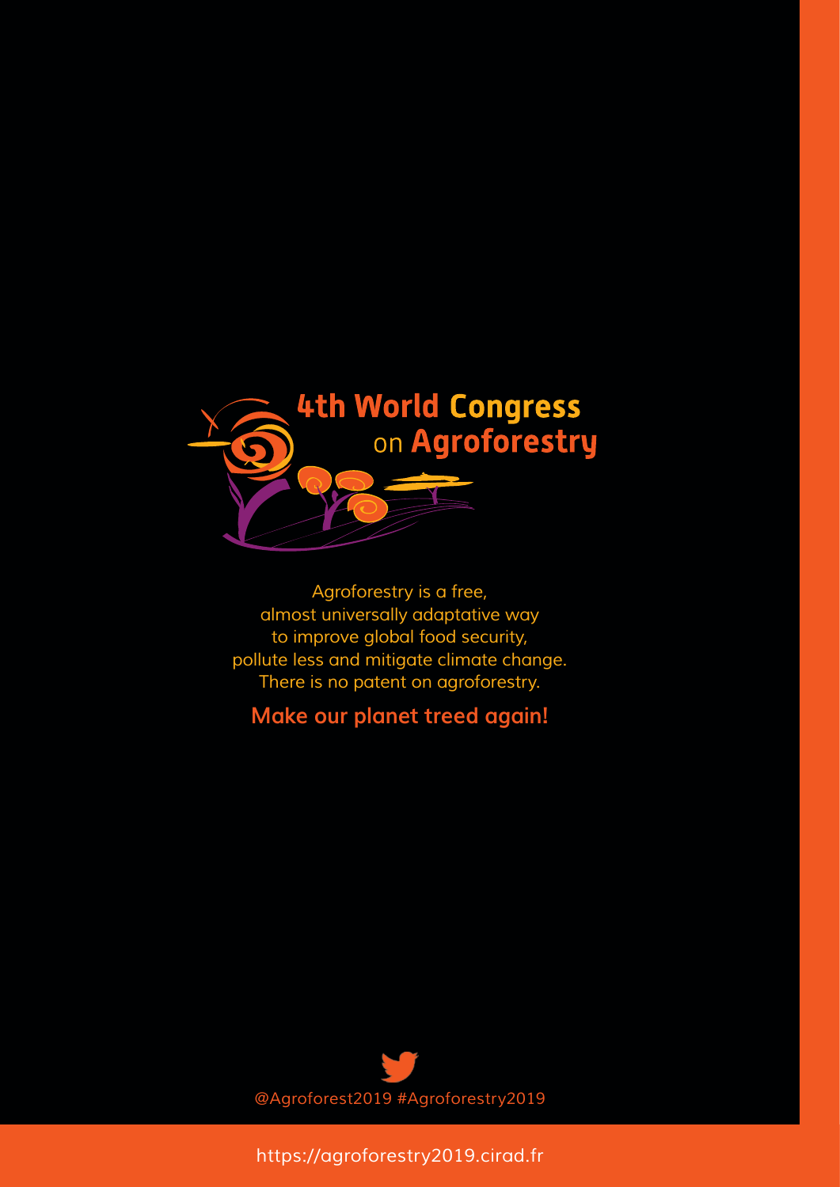# 4th World Congress on Agroforestry

Agroforestry is a free,
almost universally adaptative way
to improve global food security,
pollute less and mitigate climate change.
There is no patent on agroforestry.

**Make our planet treed again!**

@Agroforest2019 #Agroforestry2019

https://agroforestry2019.cirad.fr